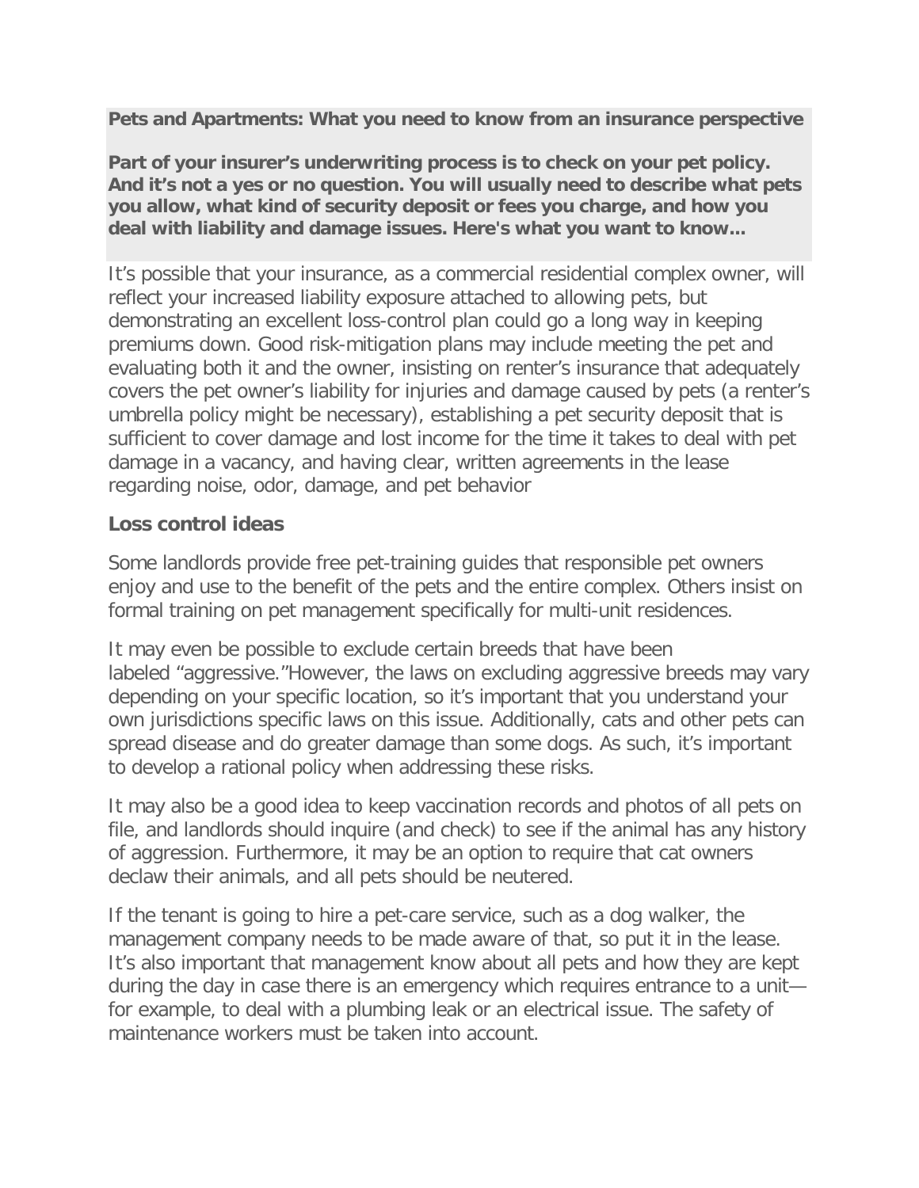**Pets and Apartments: What you need to know from an insurance perspective**

**Part of your insurer's underwriting process is to check on your pet policy. And it's not a yes or no question. You will usually need to describe what pets you allow, what kind of security deposit or fees you charge, and how you deal with liability and damage issues. Here's what you want to know...**

It's possible that your insurance, as a commercial residential complex owner, will reflect your increased liability exposure attached to allowing pets, but demonstrating an excellent loss-control plan could go a long way in keeping premiums down. Good risk-mitigation plans may include meeting the pet and evaluating both it and the owner, insisting on renter's insurance that adequately covers the pet owner's liability for injuries and damage caused by pets (a renter's umbrella policy might be necessary), establishing a pet security deposit that is sufficient to cover damage and lost income for the time it takes to deal with pet damage in a vacancy, and having clear, written agreements in the lease regarding noise, odor, damage, and pet behavior

## Loss control ideas

Some landlords provide free pet-training guides that responsible pet owners enjoy and use to the benefit of the pets and the entire complex. Others insist on formal training on pet management specifically for multi-unit residences.

It may even be possible to exclude certain breeds that have been labeled "aggressive."However, the laws on excluding aggressive breeds may vary depending on your specific location, so it's important that you understand your own jurisdictions specific laws on this issue. Additionally, cats and other pets can spread disease and do greater damage than some dogs. As such, it's important to develop a rational policy when addressing these risks.

It may also be a good idea to keep vaccination records and photos of all pets on file, and landlords should inquire (and check) to see if the animal has any history of aggression. Furthermore, it may be an option to require that cat owners declaw their animals, and all pets should be neutered.

If the tenant is going to hire a pet-care service, such as a dog walker, the management company needs to be made aware of that, so put it in the lease. It's also important that management know about all pets and how they are kept during the day in case there is an emergency which requires entrance to a unit—for example, to deal with a plumbing leak or an electrical issue. The safety of maintenance workers must be taken into account.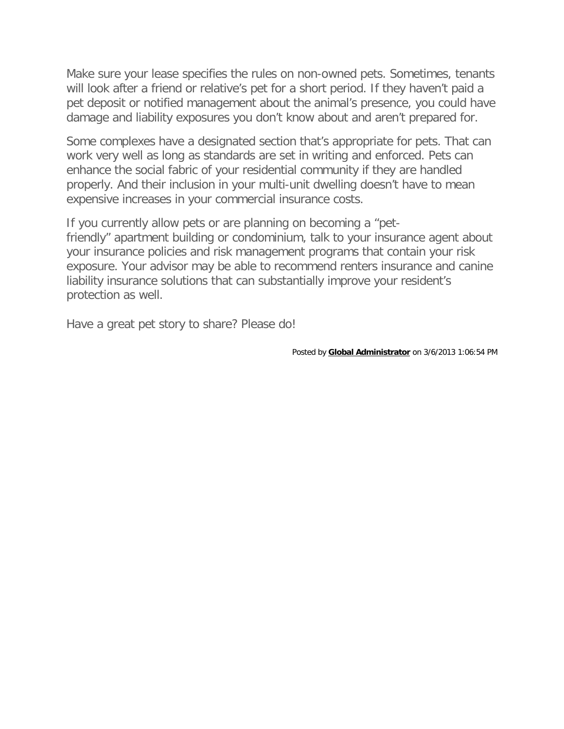Make sure your lease specifies the rules on non-owned pets. Sometimes, tenants will look after a friend or relative's pet for a short period. If they haven't paid a pet deposit or notified management about the animal's presence, you could have damage and liability exposures you don't know about and aren't prepared for.

Some complexes have a designated section that's appropriate for pets. That can work very well as long as standards are set in writing and enforced. Pets can enhance the social fabric of your residential community if they are handled properly. And their inclusion in your multi-unit dwelling doesn't have to mean expensive increases in your commercial insurance costs.

If you currently allow pets or are planning on becoming a "pet-friendly" apartment building or condominium, talk to your insurance agent about your insurance policies and risk management programs that contain your risk exposure. Your advisor may be able to recommend renters insurance and canine liability insurance solutions that can substantially improve your resident's protection as well.

Have a great pet story to share? Please do!

Posted by **Global Administrator** on 3/6/2013 1:06:54 PM